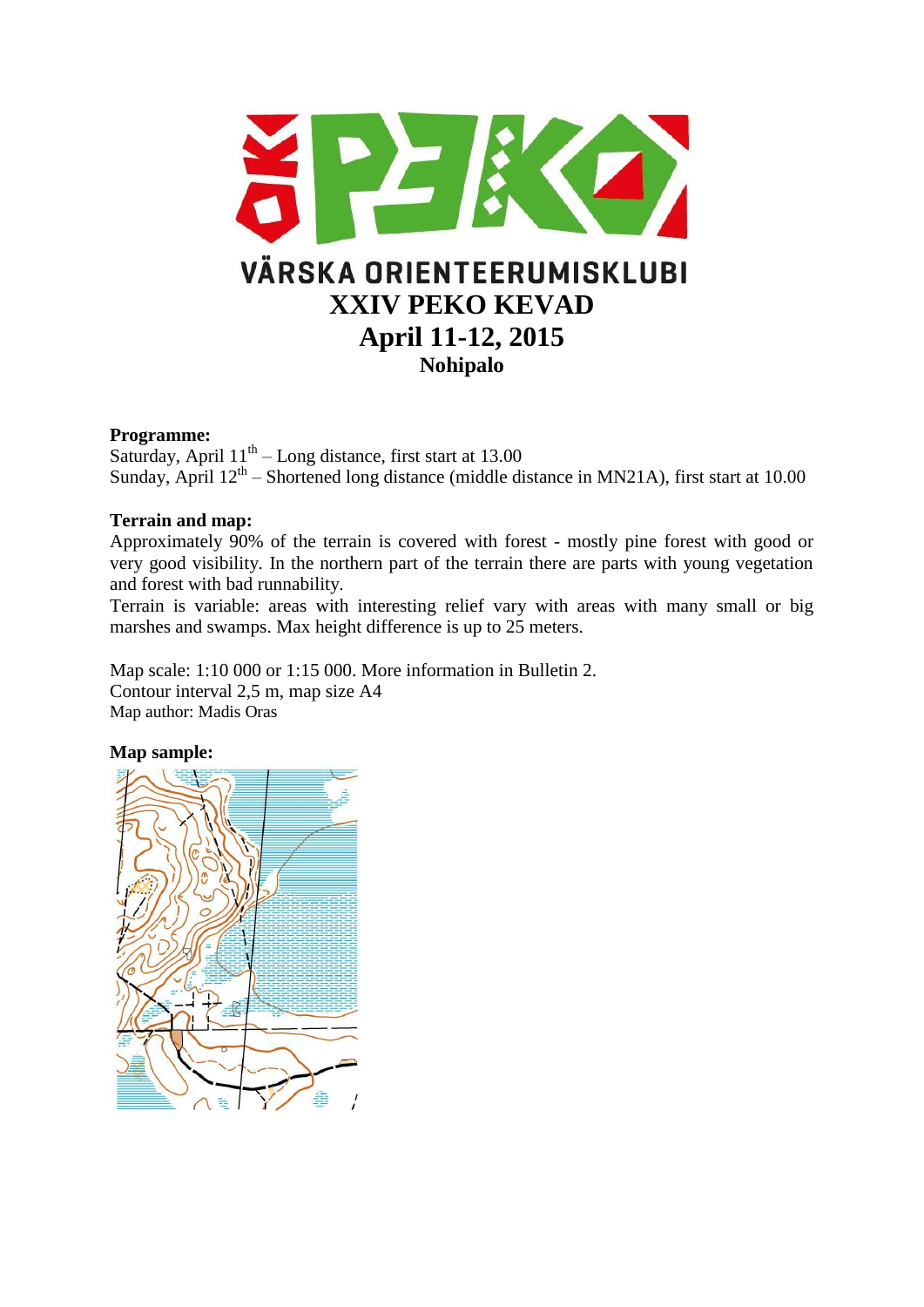# VÄRSKA ORIENTEERUMISKLUBI

# XXIV PEKO KEVAD

## April 11-12, 2015

### Nohipalo

**Programme:**

Saturday, April 11th – Long distance, first start at 13.00

Sunday, April 12th – Shortened long distance (middle distance in MN21A), first start at 10.00

**Terrain and map:**

Approximately 90% of the terrain is covered with forest - mostly pine forest with good or very good visibility. In the northern part of the terrain there are parts with young vegetation and forest with bad runnability.

Terrain is variable: areas with interesting relief vary with areas with many small or big marshes and swamps. Max height difference is up to 25 meters.

Map scale: 1:10 000 or 1:15 000. More information in Bulletin 2.

Contour interval 2,5 m, map size A4

Map author: Madis Oras

**Map sample:**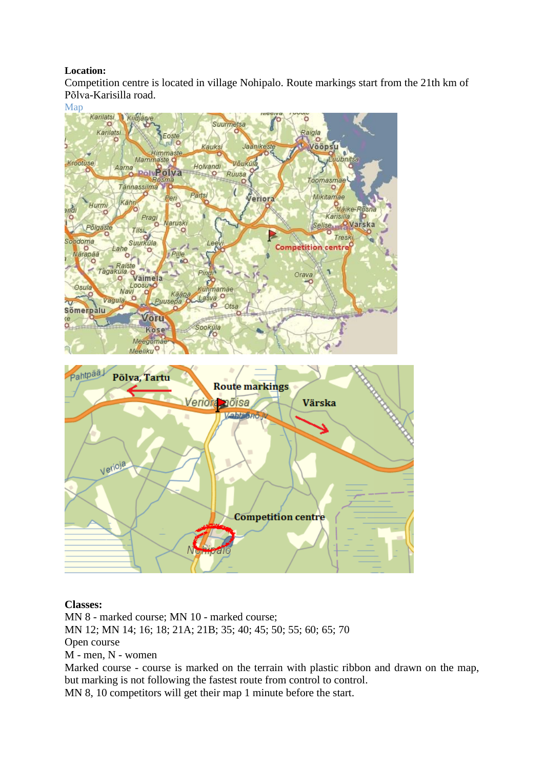**Location:**

Competition centre is located in village Nohipalo. Route markings start from the 21th km of Põlva-Karisilla road.

Map

**Classes:**

MN 8 - marked course; MN 10 - marked course;

MN 12; MN 14; 16; 18; 21A; 21B; 35; 40; 45; 50; 55; 60; 65; 70

Open course

M - men, N - women

Marked course - course is marked on the terrain with plastic ribbon and drawn on the map, but marking is not following the fastest route from control to control.

MN 8, 10 competitors will get their map 1 minute before the start.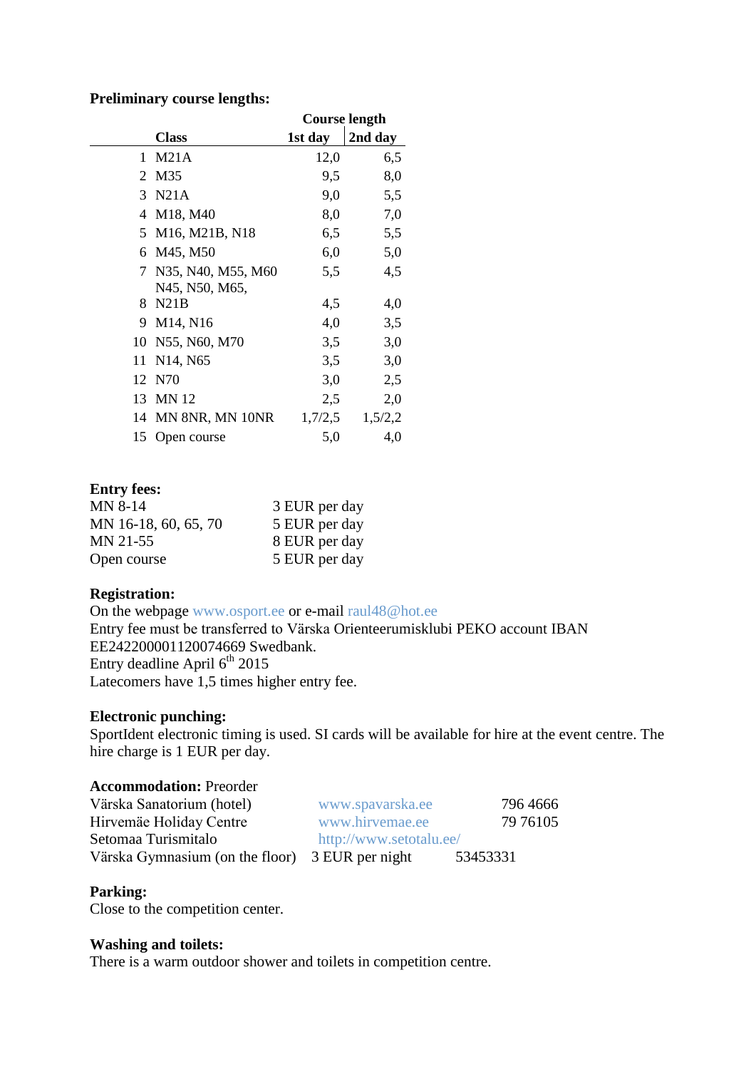**Preliminary course lengths:**

| | Class | Course length 1st day | 2nd day |
|---|---|---|---|
| 1 | M21A | 12,0 | 6,5 |
| 2 | M35 | 9,5 | 8,0 |
| 3 | N21A | 9,0 | 5,5 |
| 4 | M18, M40 | 8,0 | 7,0 |
| 5 | M16, M21B, N18 | 6,5 | 5,5 |
| 6 | M45, M50 | 6,0 | 5,0 |
| 7 | N35, N40, M55, M60 | 5,5 | 4,5 |
| 8 | N45, N50, M65, N21B | 4,5 | 4,0 |
| 9 | M14, N16 | 4,0 | 3,5 |
| 10 | N55, N60, M70 | 3,5 | 3,0 |
| 11 | N14, N65 | 3,5 | 3,0 |
| 12 | N70 | 3,0 | 2,5 |
| 13 | MN 12 | 2,5 | 2,0 |
| 14 | MN 8NR, MN 10NR | 1,7/2,5 | 1,5/2,2 |
| 15 | Open course | 5,0 | 4,0 |

**Entry fees:**

| | |
|---|---|
| MN 8-14 | 3 EUR per day |
| MN 16-18, 60, 65, 70 | 5 EUR per day |
| MN 21-55 | 8 EUR per day |
| Open course | 5 EUR per day |

**Registration:**
On the webpage www.osport.ee or e-mail raul48@hot.ee
Entry fee must be transferred to Värska Orienteerumisklubi PEKO account IBAN EE242200001120074669 Swedbank.
Entry deadline April 6th 2015
Latecomers have 1,5 times higher entry fee.

**Electronic punching:**
SportIdent electronic timing is used. SI cards will be available for hire at the event centre. The hire charge is 1 EUR per day.

**Accommodation:** Preorder

| | | |
|---|---|---|
| Värska Sanatorium (hotel) | www.spavarska.ee | 796 4666 |
| Hirvemäe Holiday Centre | www.hirvemae.ee | 79 76105 |
| Setomaa Turismitalo | http://www.setotalu.ee/ | |
| Värska Gymnasium (on the floor) | 3 EUR per night | 53453331 |

**Parking:**
Close to the competition center.

**Washing and toilets:**
There is a warm outdoor shower and toilets in competition centre.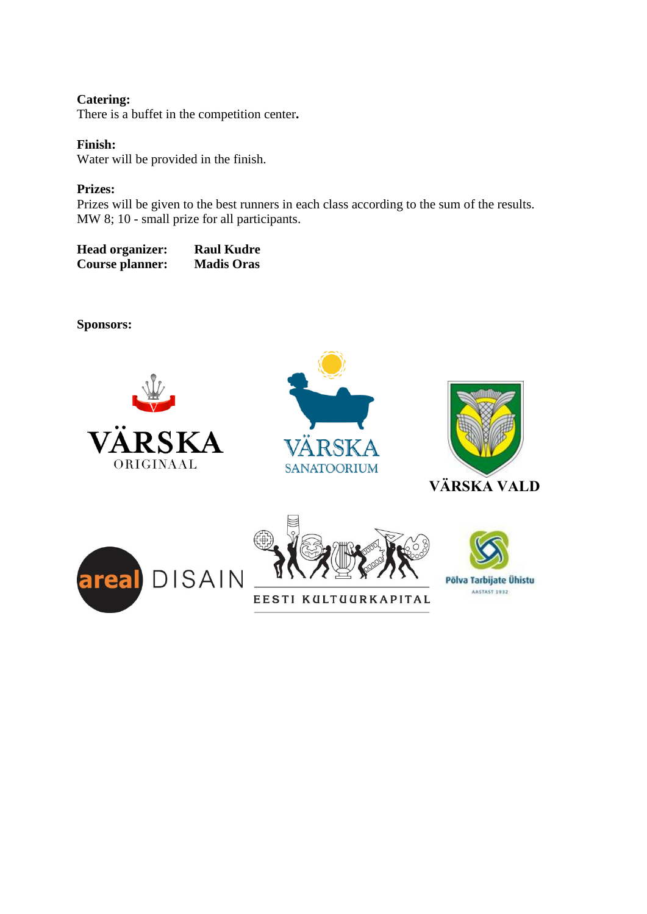**Catering:**
There is a buffet in the competition center**.**

**Finish:**
Water will be provided in the finish.

**Prizes:**
Prizes will be given to the best runners in each class according to the sum of the results.
MW 8; 10 - small prize for all participants.

**Head organizer:** **Raul Kudre**
**Course planner:** **Madis Oras**

**Sponsors:**

VÄRSKA ORIGINAAL

VÄRSKA SANATOORIUM

VÄRSKA VALD

areal DISAIN

EESTI KULTUURKAPITAL

Põlva Tarbijate Ühistu
AASTAST 1932